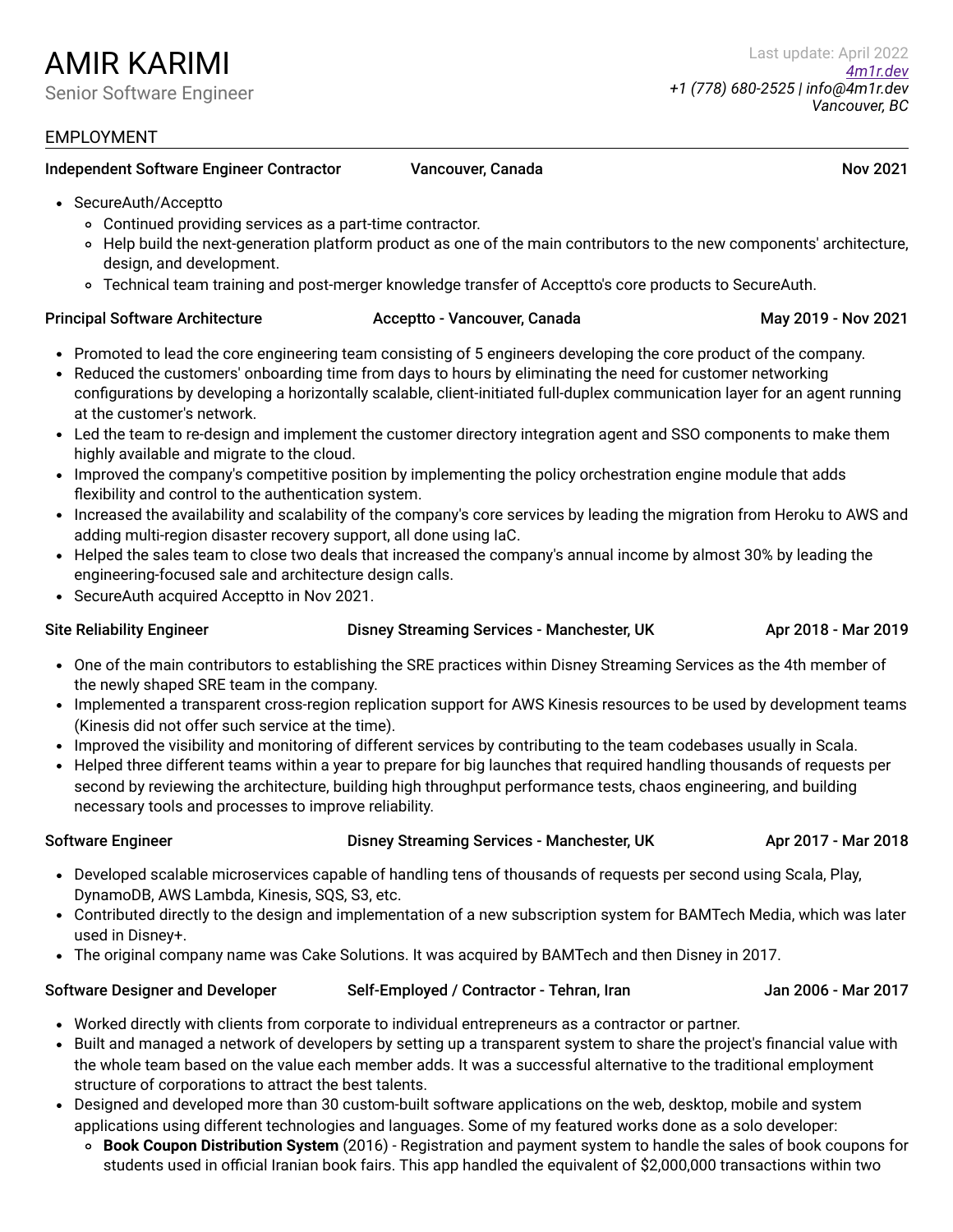# AMIR KARIMI

Senior Software Engineer

Last update: April 2022
*[4m1r.dev](https://4m1r.dev)*
*+1 (778) 680-2525 | info@4m1r.dev*
*Vancouver, BC*

## EMPLOYMENT

**Independent Software Engineer Contractor** | **Vancouver, Canada** | **Nov 2021**

- SecureAuth/Acceptto
  - Continued providing services as a part-time contractor.
  - Help build the next-generation platform product as one of the main contributors to the new components' architecture, design, and development.
  - Technical team training and post-merger knowledge transfer of Acceptto's core products to SecureAuth.

**Principal Software Architecture** | **Acceptto - Vancouver, Canada** | **May 2019 - Nov 2021**

- Promoted to lead the core engineering team consisting of 5 engineers developing the core product of the company.
- Reduced the customers' onboarding time from days to hours by eliminating the need for customer networking configurations by developing a horizontally scalable, client-initiated full-duplex communication layer for an agent running at the customer's network.
- Led the team to re-design and implement the customer directory integration agent and SSO components to make them highly available and migrate to the cloud.
- Improved the company's competitive position by implementing the policy orchestration engine module that adds flexibility and control to the authentication system.
- Increased the availability and scalability of the company's core services by leading the migration from Heroku to AWS and adding multi-region disaster recovery support, all done using IaC.
- Helped the sales team to close two deals that increased the company's annual income by almost 30% by leading the engineering-focused sale and architecture design calls.
- SecureAuth acquired Acceptto in Nov 2021.

**Site Reliability Engineer** | **Disney Streaming Services - Manchester, UK** | **Apr 2018 - Mar 2019**

- One of the main contributors to establishing the SRE practices within Disney Streaming Services as the 4th member of the newly shaped SRE team in the company.
- Implemented a transparent cross-region replication support for AWS Kinesis resources to be used by development teams (Kinesis did not offer such service at the time).
- Improved the visibility and monitoring of different services by contributing to the team codebases usually in Scala.
- Helped three different teams within a year to prepare for big launches that required handling thousands of requests per second by reviewing the architecture, building high throughput performance tests, chaos engineering, and building necessary tools and processes to improve reliability.

**Software Engineer** | **Disney Streaming Services - Manchester, UK** | **Apr 2017 - Mar 2018**

- Developed scalable microservices capable of handling tens of thousands of requests per second using Scala, Play, DynamoDB, AWS Lambda, Kinesis, SQS, S3, etc.
- Contributed directly to the design and implementation of a new subscription system for BAMTech Media, which was later used in Disney+.
- The original company name was Cake Solutions. It was acquired by BAMTech and then Disney in 2017.

**Software Designer and Developer** | **Self-Employed / Contractor - Tehran, Iran** | **Jan 2006 - Mar 2017**

- Worked directly with clients from corporate to individual entrepreneurs as a contractor or partner.
- Built and managed a network of developers by setting up a transparent system to share the project's financial value with the whole team based on the value each member adds. It was a successful alternative to the traditional employment structure of corporations to attract the best talents.
- Designed and developed more than 30 custom-built software applications on the web, desktop, mobile and system applications using different technologies and languages. Some of my featured works done as a solo developer:
  - **Book Coupon Distribution System** (2016) - Registration and payment system to handle the sales of book coupons for students used in official Iranian book fairs. This app handled the equivalent of $2,000,000 transactions within two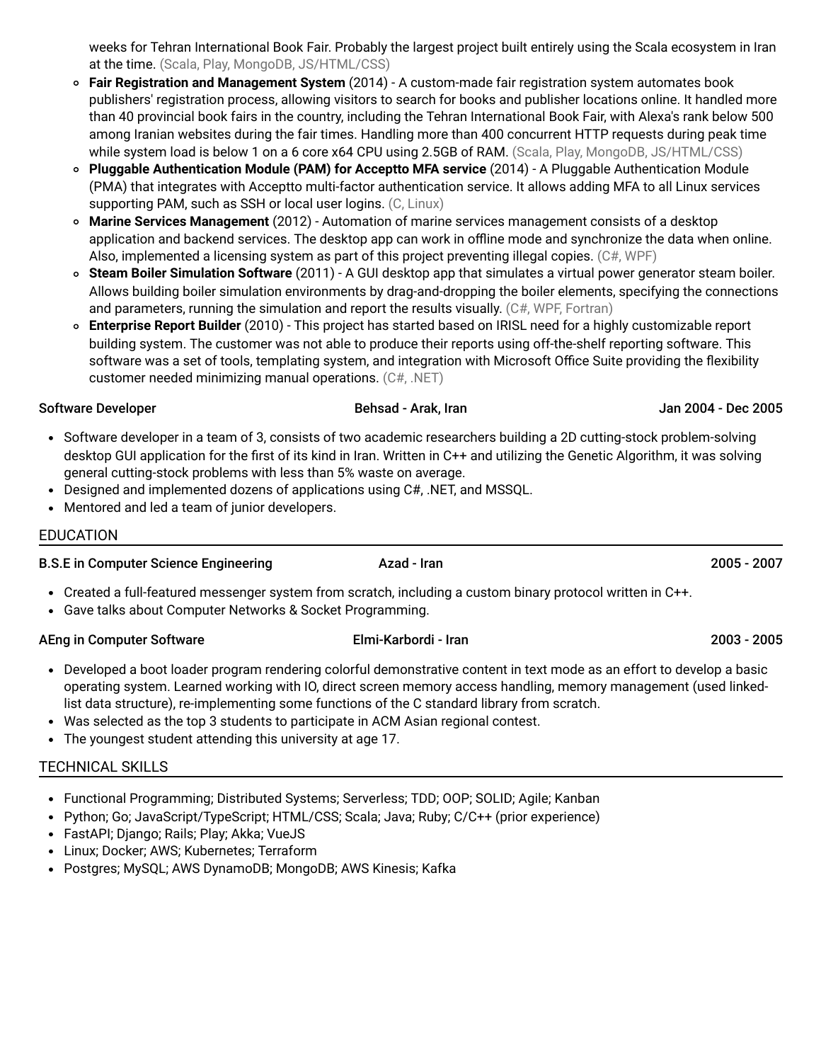weeks for Tehran International Book Fair. Probably the largest project built entirely using the Scala ecosystem in Iran at the time. (Scala, Play, MongoDB, JS/HTML/CSS)

  - **Fair Registration and Management System** (2014) - A custom-made fair registration system automates book publishers' registration process, allowing visitors to search for books and publisher locations online. It handled more than 40 provincial book fairs in the country, including the Tehran International Book Fair, with Alexa's rank below 500 among Iranian websites during the fair times. Handling more than 400 concurrent HTTP requests during peak time while system load is below 1 on a 6 core x64 CPU using 2.5GB of RAM. (Scala, Play, MongoDB, JS/HTML/CSS)
  - **Pluggable Authentication Module (PAM) for Acceptto MFA service** (2014) - A Pluggable Authentication Module (PMA) that integrates with Acceptto multi-factor authentication service. It allows adding MFA to all Linux services supporting PAM, such as SSH or local user logins. (C, Linux)
  - **Marine Services Management** (2012) - Automation of marine services management consists of a desktop application and backend services. The desktop app can work in offline mode and synchronize the data when online. Also, implemented a licensing system as part of this project preventing illegal copies. (C#, WPF)
  - **Steam Boiler Simulation Software** (2011) - A GUI desktop app that simulates a virtual power generator steam boiler. Allows building boiler simulation environments by drag-and-dropping the boiler elements, specifying the connections and parameters, running the simulation and report the results visually. (C#, WPF, Fortran)
  - **Enterprise Report Builder** (2010) - This project has started based on IRISL need for a highly customizable report building system. The customer was not able to produce their reports using off-the-shelf reporting software. This software was a set of tools, templating system, and integration with Microsoft Office Suite providing the flexibility customer needed minimizing manual operations. (C#, .NET)

**Software Developer** | Behsad - Arak, Iran | Jan 2004 - Dec 2005

- Software developer in a team of 3, consists of two academic researchers building a 2D cutting-stock problem-solving desktop GUI application for the first of its kind in Iran. Written in C++ and utilizing the Genetic Algorithm, it was solving general cutting-stock problems with less than 5% waste on average.
- Designed and implemented dozens of applications using C#, .NET, and MSSQL.
- Mentored and led a team of junior developers.

## EDUCATION

**B.S.E in Computer Science Engineering** | Azad - Iran | 2005 - 2007

- Created a full-featured messenger system from scratch, including a custom binary protocol written in C++.
- Gave talks about Computer Networks & Socket Programming.

**AEng in Computer Software** | Elmi-Karbordi - Iran | 2003 - 2005

- Developed a boot loader program rendering colorful demonstrative content in text mode as an effort to develop a basic operating system. Learned working with IO, direct screen memory access handling, memory management (used linked-list data structure), re-implementing some functions of the C standard library from scratch.
- Was selected as the top 3 students to participate in ACM Asian regional contest.
- The youngest student attending this university at age 17.

## TECHNICAL SKILLS

- Functional Programming; Distributed Systems; Serverless; TDD; OOP; SOLID; Agile; Kanban
- Python; Go; JavaScript/TypeScript; HTML/CSS; Scala; Java; Ruby; C/C++ (prior experience)
- FastAPI; Django; Rails; Play; Akka; VueJS
- Linux; Docker; AWS; Kubernetes; Terraform
- Postgres; MySQL; AWS DynamoDB; MongoDB; AWS Kinesis; Kafka